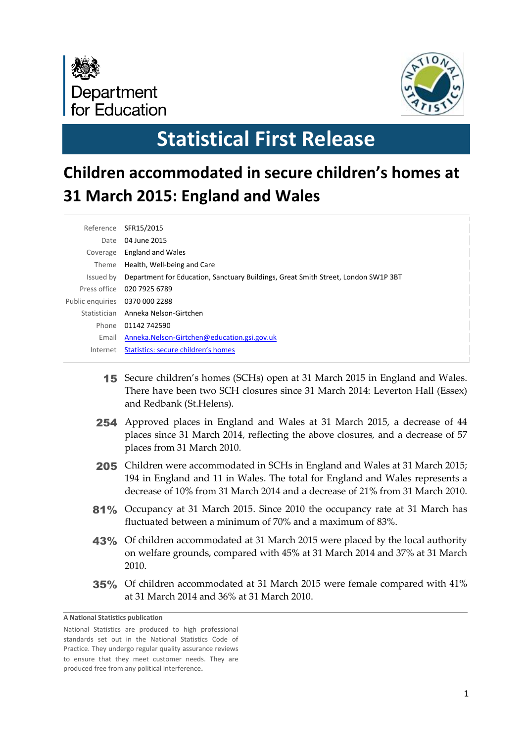Department for Education

# Statistical First Release

## Children accommodated in secure children's homes at 31 March 2015: England and Wales

| | |
|---|---|
| Reference | SFR15/2015 |
| Date | 04 June 2015 |
| Coverage | England and Wales |
| Theme | Health, Well-being and Care |
| Issued by | Department for Education, Sanctuary Buildings, Great Smith Street, London SW1P 3BT |
| Press office | 020 7925 6789 |
| Public enquiries | 0370 000 2288 |
| Statistician | Anneka Nelson-Girtchen |
| Phone | 01142 742590 |
| Email | Anneka.Nelson-Girtchen@education.gsi.gov.uk |
| Internet | Statistics: secure children's homes |

**15** Secure children's homes (SCHs) open at 31 March 2015 in England and Wales. There have been two SCH closures since 31 March 2014: Leverton Hall (Essex) and Redbank (St.Helens).

**254** Approved places in England and Wales at 31 March 2015, a decrease of 44 places since 31 March 2014, reflecting the above closures, and a decrease of 57 places from 31 March 2010.

**205** Children were accommodated in SCHs in England and Wales at 31 March 2015; 194 in England and 11 in Wales. The total for England and Wales represents a decrease of 10% from 31 March 2014 and a decrease of 21% from 31 March 2010.

**81%** Occupancy at 31 March 2015. Since 2010 the occupancy rate at 31 March has fluctuated between a minimum of 70% and a maximum of 83%.

**43%** Of children accommodated at 31 March 2015 were placed by the local authority on welfare grounds, compared with 45% at 31 March 2014 and 37% at 31 March 2010.

**35%** Of children accommodated at 31 March 2015 were female compared with 41% at 31 March 2014 and 36% at 31 March 2010.

**A National Statistics publication**

National Statistics are produced to high professional standards set out in the National Statistics Code of Practice. They undergo regular quality assurance reviews to ensure that they meet customer needs. They are produced free from any political interference.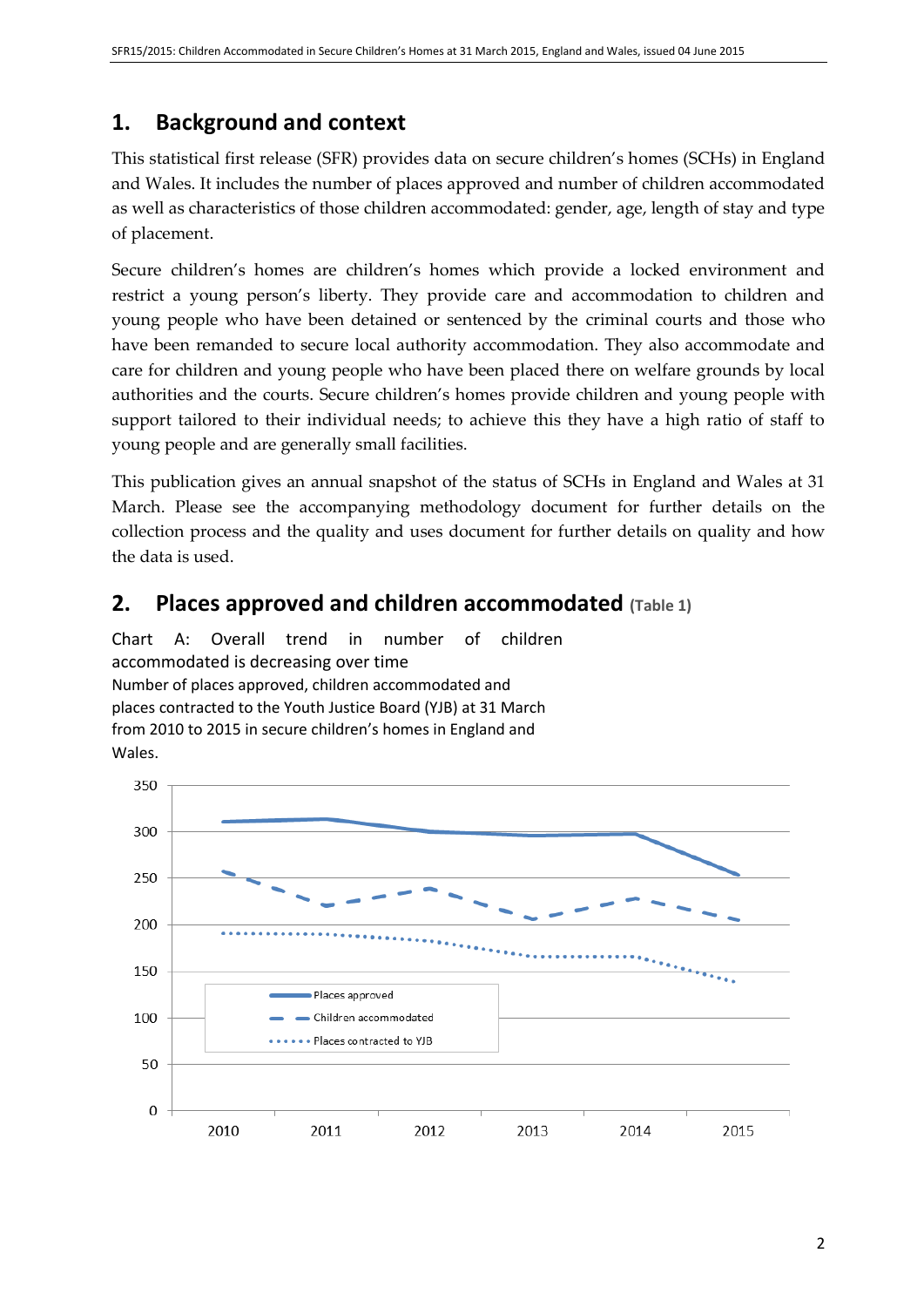## 1. Background and context

This statistical first release (SFR) provides data on secure children's homes (SCHs) in England and Wales. It includes the number of places approved and number of children accommodated as well as characteristics of those children accommodated: gender, age, length of stay and type of placement.

Secure children's homes are children's homes which provide a locked environment and restrict a young person's liberty. They provide care and accommodation to children and young people who have been detained or sentenced by the criminal courts and those who have been remanded to secure local authority accommodation. They also accommodate and care for children and young people who have been placed there on welfare grounds by local authorities and the courts. Secure children's homes provide children and young people with support tailored to their individual needs; to achieve this they have a high ratio of staff to young people and are generally small facilities.

This publication gives an annual snapshot of the status of SCHs in England and Wales at 31 March. Please see the accompanying methodology document for further details on the collection process and the quality and uses document for further details on quality and how the data is used.

## 2. Places approved and children accommodated (Table 1)

Chart A: Overall trend in number of children accommodated is decreasing over time

Number of places approved, children accommodated and places contracted to the Youth Justice Board (YJB) at 31 March from 2010 to 2015 in secure children's homes in England and Wales.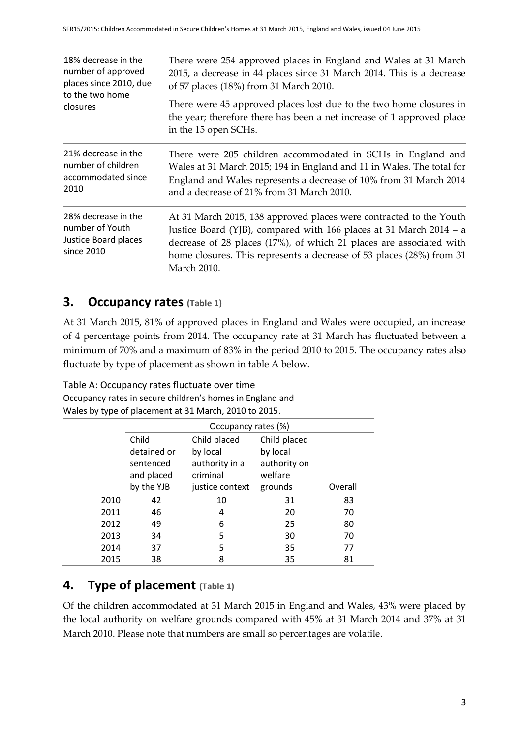| | |
|---|---|
| 18% decrease in the number of approved places since 2010, due to the two home closures | There were 254 approved places in England and Wales at 31 March 2015, a decrease in 44 places since 31 March 2014. This is a decrease of 57 places (18%) from 31 March 2010. <br><br> There were 45 approved places lost due to the two home closures in the year; therefore there has been a net increase of 1 approved place in the 15 open SCHs. |
| 21% decrease in the number of children accommodated since 2010 | There were 205 children accommodated in SCHs in England and Wales at 31 March 2015; 194 in England and 11 in Wales. The total for England and Wales represents a decrease of 10% from 31 March 2014 and a decrease of 21% from 31 March 2010. |
| 28% decrease in the number of Youth Justice Board places since 2010 | At 31 March 2015, 138 approved places were contracted to the Youth Justice Board (YJB), compared with 166 places at 31 March 2014 – a decrease of 28 places (17%), of which 21 places are associated with home closures. This represents a decrease of 53 places (28%) from 31 March 2010. |

## 3. Occupancy rates (Table 1)

At 31 March 2015, 81% of approved places in England and Wales were occupied, an increase of 4 percentage points from 2014. The occupancy rate at 31 March has fluctuated between a minimum of 70% and a maximum of 83% in the period 2010 to 2015. The occupancy rates also fluctuate by type of placement as shown in table A below.

Table A: Occupancy rates fluctuate over time
Occupancy rates in secure children's homes in England and Wales by type of placement at 31 March, 2010 to 2015.

| | Occupancy rates (%) | | | |
|---|---|---|---|---|
| | Child detained or sentenced and placed by the YJB | Child placed by local authority in a criminal justice context | Child placed by local authority on welfare grounds | Overall |
| 2010 | 42 | 10 | 31 | 83 |
| 2011 | 46 | 4 | 20 | 70 |
| 2012 | 49 | 6 | 25 | 80 |
| 2013 | 34 | 5 | 30 | 70 |
| 2014 | 37 | 5 | 35 | 77 |
| 2015 | 38 | 8 | 35 | 81 |

## 4. Type of placement (Table 1)

Of the children accommodated at 31 March 2015 in England and Wales, 43% were placed by the local authority on welfare grounds compared with 45% at 31 March 2014 and 37% at 31 March 2010. Please note that numbers are small so percentages are volatile.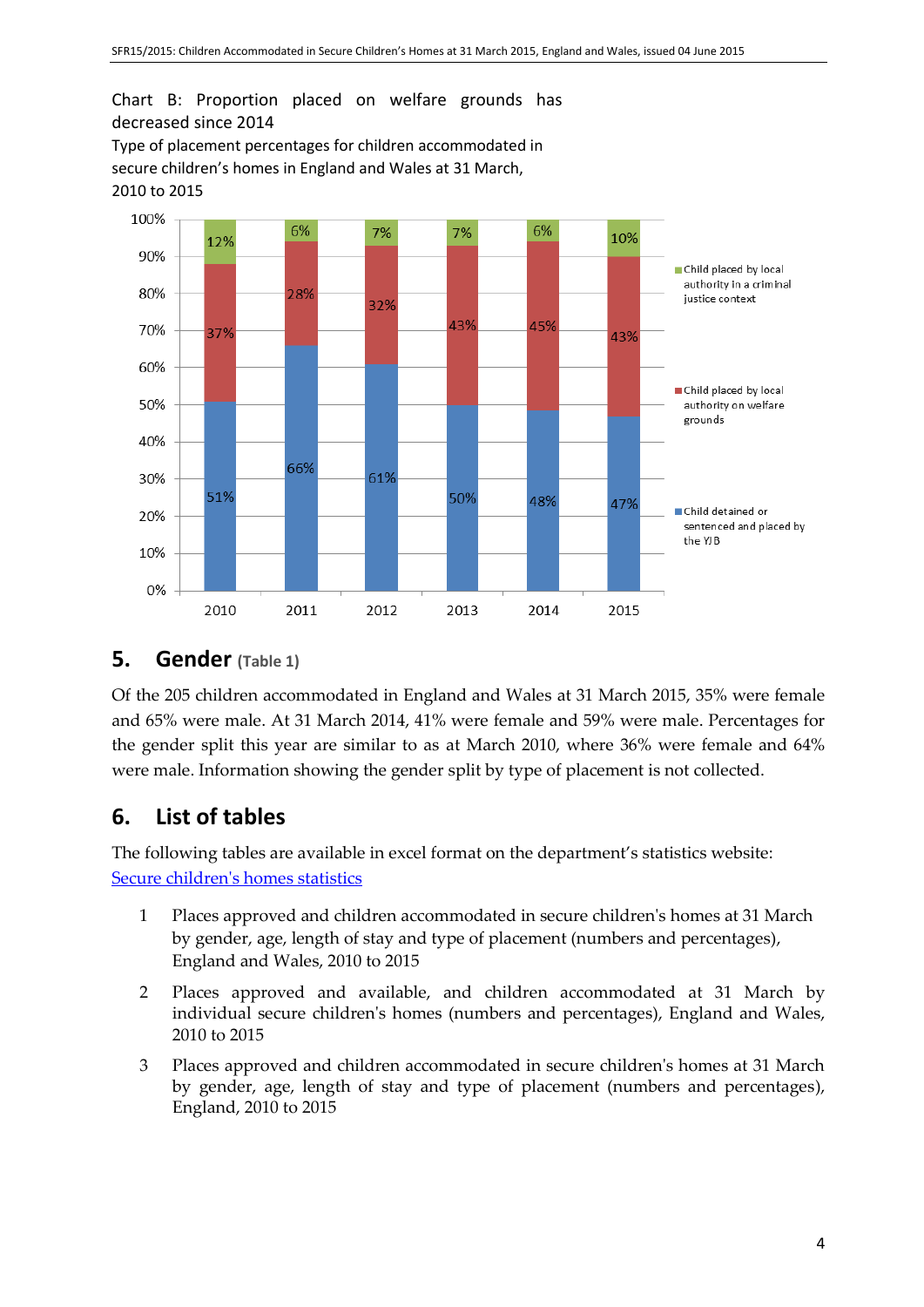Chart B: Proportion placed on welfare grounds has decreased since 2014

Type of placement percentages for children accommodated in secure children's homes in England and Wales at 31 March, 2010 to 2015

| Year | Child detained or sentenced and placed by the YJB | Child placed by local authority on welfare grounds | Child placed by local authority in a criminal justice context |
|---|---|---|---|
| 2010 | 51% | 37% | 12% |
| 2011 | 66% | 28% | 6% |
| 2012 | 61% | 32% | 7% |
| 2013 | 50% | 43% | 7% |
| 2014 | 48% | 45% | 6% |
| 2015 | 47% | 43% | 10% |

## 5. Gender (Table 1)

Of the 205 children accommodated in England and Wales at 31 March 2015, 35% were female and 65% were male. At 31 March 2014, 41% were female and 59% were male. Percentages for the gender split this year are similar to as at March 2010, where 36% were female and 64% were male. Information showing the gender split by type of placement is not collected.

## 6. List of tables

The following tables are available in excel format on the department's statistics website: [Secure children's homes statistics]

1. Places approved and children accommodated in secure children's homes at 31 March by gender, age, length of stay and type of placement (numbers and percentages), England and Wales, 2010 to 2015
2. Places approved and available, and children accommodated at 31 March by individual secure children's homes (numbers and percentages), England and Wales, 2010 to 2015
3. Places approved and children accommodated in secure children's homes at 31 March by gender, age, length of stay and type of placement (numbers and percentages), England, 2010 to 2015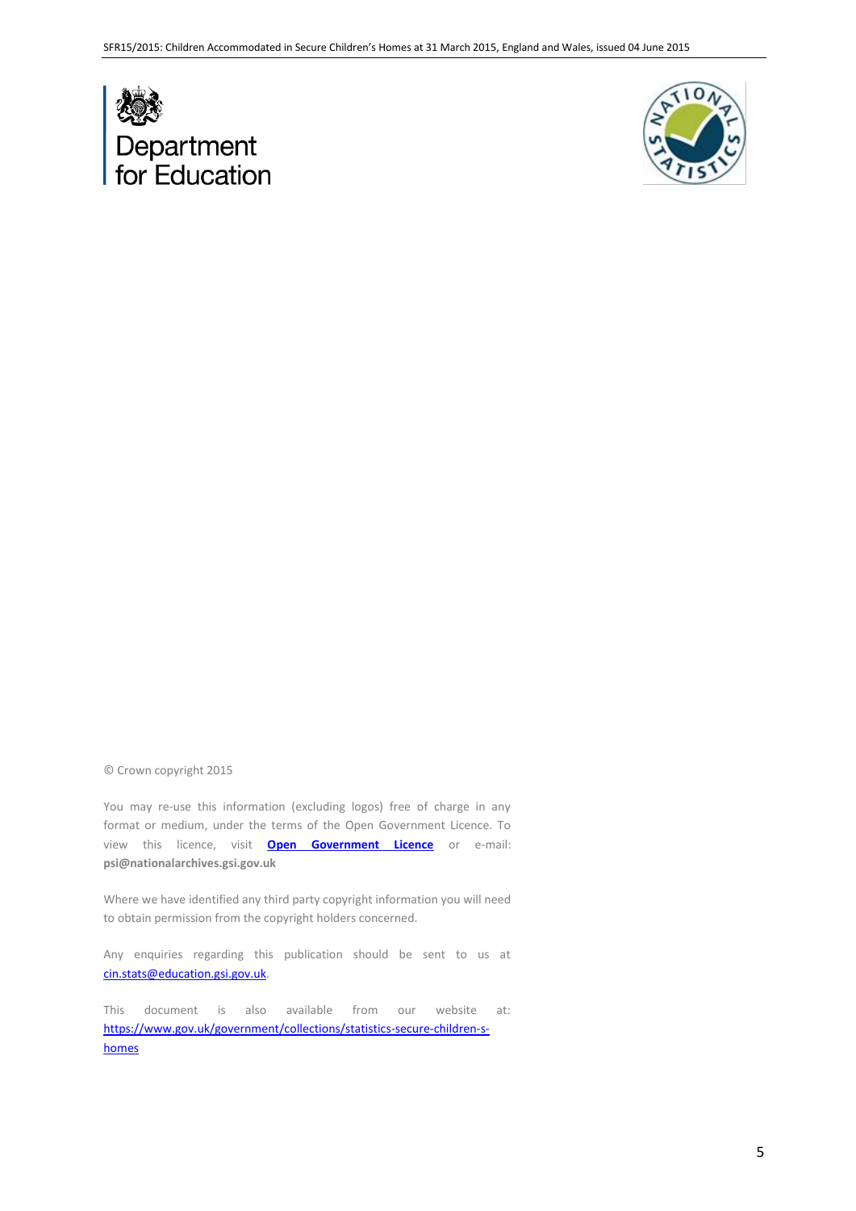Department
for Education

© Crown copyright 2015

You may re-use this information (excluding logos) free of charge in any format or medium, under the terms of the Open Government Licence. To view this licence, visit **Open Government Licence** or e-mail: **psi@nationalarchives.gsi.gov.uk**

Where we have identified any third party copyright information you will need to obtain permission from the copyright holders concerned.

Any enquiries regarding this publication should be sent to us at cin.stats@education.gsi.gov.uk.

This document is also available from our website at: https://www.gov.uk/government/collections/statistics-secure-children-s-homes